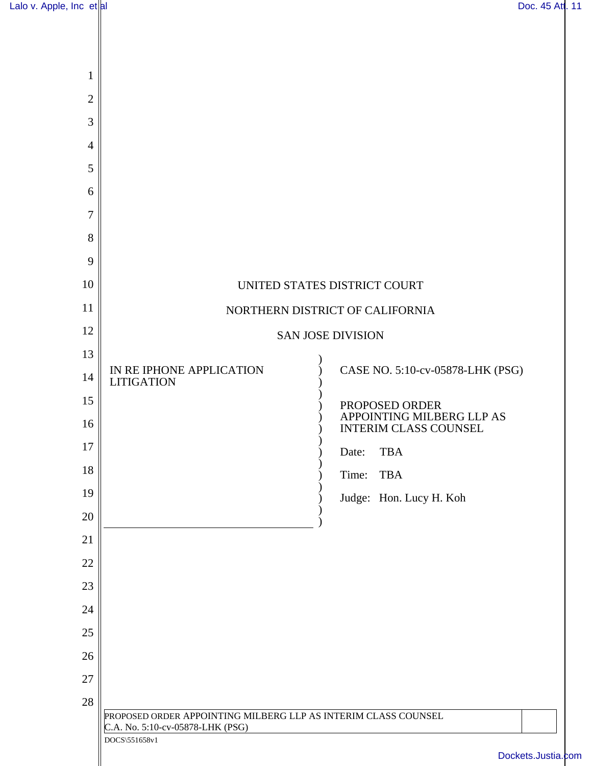UNITED STATES DISTRICT COURT

NORTHERN DISTRICT OF CALIFORNIA

SAN JOSE DIVISION

| | |
|---|---|
| IN RE IPHONE APPLICATION LITIGATION | CASE NO. 5:10-cv-05878-LHK (PSG) |
| | PROPOSED ORDER APPOINTING MILBERG LLP AS INTERIM CLASS COUNSEL |
| | Date: TBA |
| | Time: TBA |
| | Judge: Hon. Lucy H. Koh |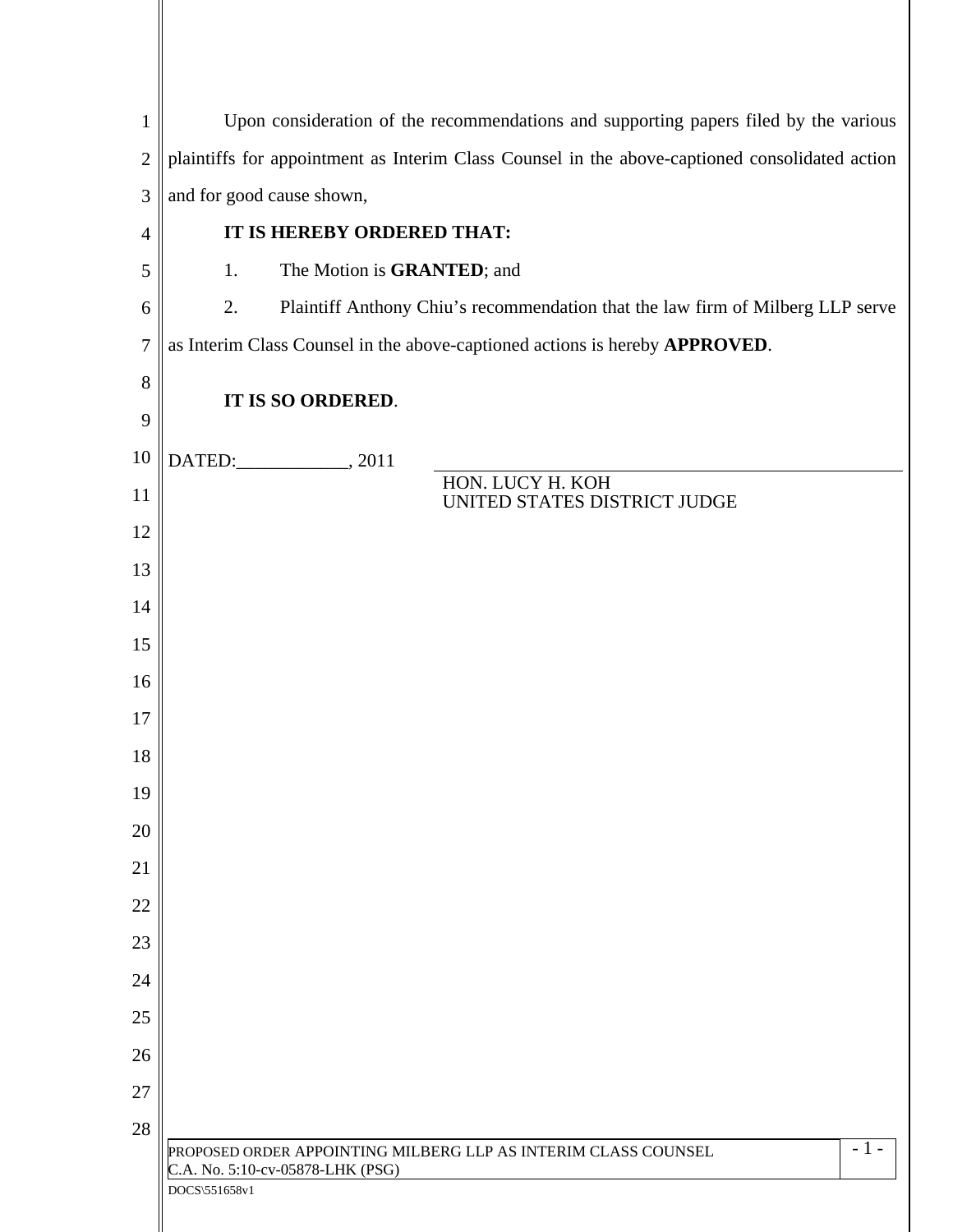Upon consideration of the recommendations and supporting papers filed by the various plaintiffs for appointment as Interim Class Counsel in the above-captioned consolidated action and for good cause shown,

**IT IS HEREBY ORDERED THAT:**

1. The Motion is **GRANTED**; and

2. Plaintiff Anthony Chiu's recommendation that the law firm of Milberg LLP serve as Interim Class Counsel in the above-captioned actions is hereby **APPROVED**.

**IT IS SO ORDERED**.

DATED:____________, 2011

\_\_\_\_\_\_\_\_\_\_\_\_\_\_\_\_\_\_\_\_\_\_\_\_\_\_\_\_\_\_\_\_\_\_\_\_\_\_\_\_\_\_\_\_
HON. LUCY H. KOH
UNITED STATES DISTRICT JUDGE

PROPOSED ORDER APPOINTING MILBERG LLP AS INTERIM CLASS COUNSEL
C.A. No. 5:10-cv-05878-LHK (PSG)

DOCS\551658v1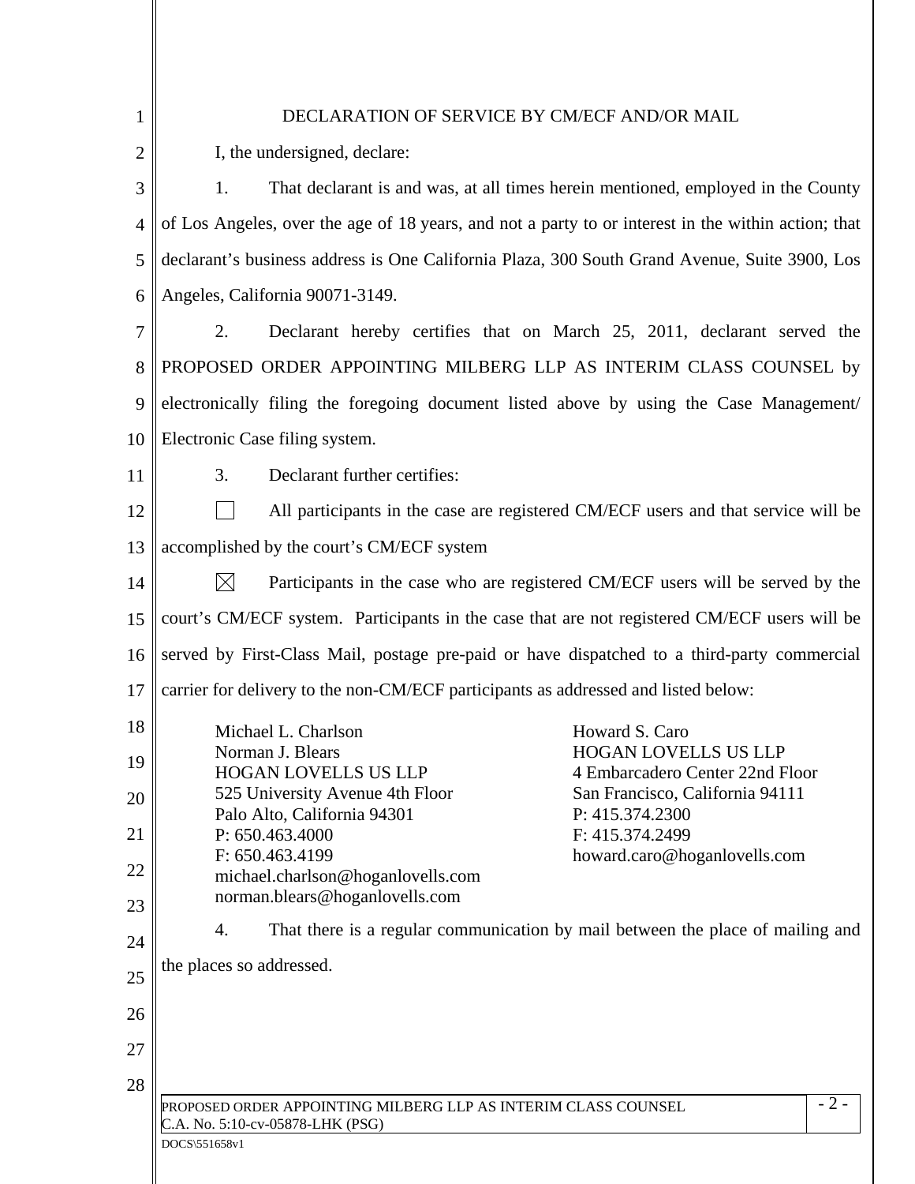# DECLARATION OF SERVICE BY CM/ECF AND/OR MAIL

I, the undersigned, declare:

1. That declarant is and was, at all times herein mentioned, employed in the County of Los Angeles, over the age of 18 years, and not a party to or interest in the within action; that declarant's business address is One California Plaza, 300 South Grand Avenue, Suite 3900, Los Angeles, California 90071-3149.

2. Declarant hereby certifies that on March 25, 2011, declarant served the PROPOSED ORDER APPOINTING MILBERG LLP AS INTERIM CLASS COUNSEL by electronically filing the foregoing document listed above by using the Case Management/ Electronic Case filing system.

3. Declarant further certifies:

☐ All participants in the case are registered CM/ECF users and that service will be accomplished by the court's CM/ECF system

☒ Participants in the case who are registered CM/ECF users will be served by the court's CM/ECF system. Participants in the case that are not registered CM/ECF users will be served by First-Class Mail, postage pre-paid or have dispatched to a third-party commercial carrier for delivery to the non-CM/ECF participants as addressed and listed below:

Michael L. Charlson
Norman J. Blears
HOGAN LOVELLS US LLP
525 University Avenue 4th Floor
Palo Alto, California 94301
P: 650.463.4000
F: 650.463.4199
michael.charlson@hoganlovells.com
norman.blears@hoganlovells.com

Howard S. Caro
HOGAN LOVELLS US LLP
4 Embarcadero Center 22nd Floor
San Francisco, California 94111
P: 415.374.2300
F: 415.374.2499
howard.caro@hoganlovells.com

4. That there is a regular communication by mail between the place of mailing and the places so addressed.

PROPOSED ORDER APPOINTING MILBERG LLP AS INTERIM CLASS COUNSEL
C.A. No. 5:10-cv-05878-LHK (PSG)

DOCS\551658v1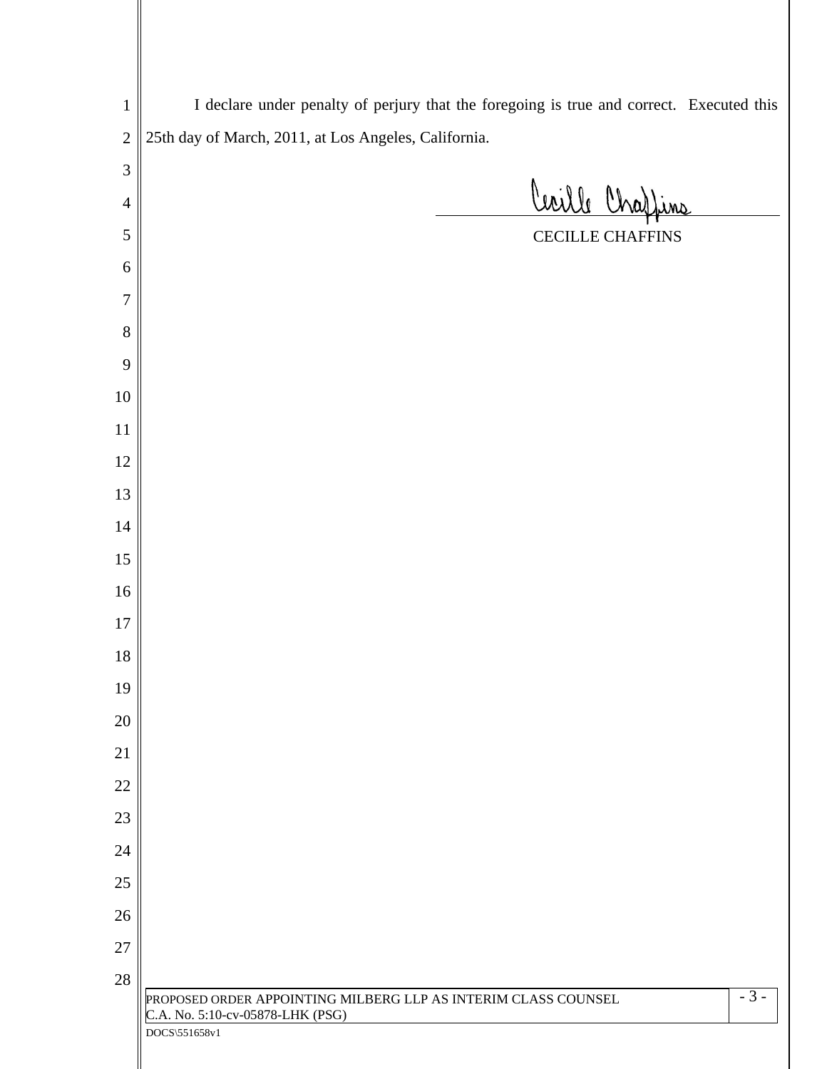I declare under penalty of perjury that the foregoing is true and correct. Executed this 25th day of March, 2011, at Los Angeles, California.

Cecille Chaffins

CECILLE CHAFFINS

PROPOSED ORDER APPOINTING MILBERG LLP AS INTERIM CLASS COUNSEL
C.A. No. 5:10-cv-05878-LHK (PSG)

DOCS\551658v1